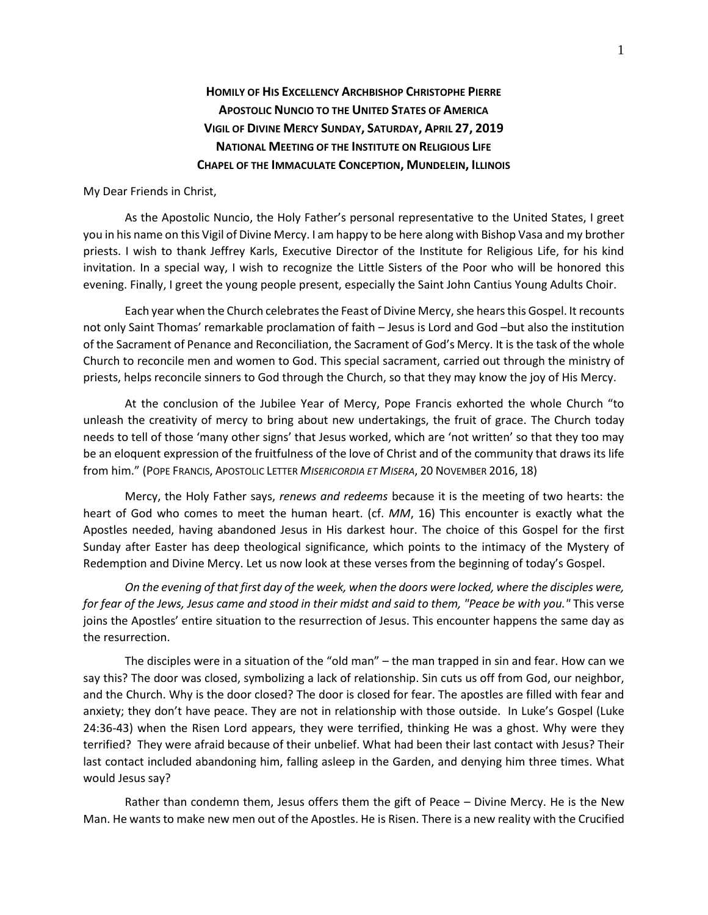# Homily of His Excellency Archbishop Christophe Pierre
## Apostolic Nuncio to the United States of America
## Vigil of Divine Mercy Sunday, Saturday, April 27, 2019
## National Meeting of the Institute on Religious Life
## Chapel of the Immaculate Conception, Mundelein, Illinois

My Dear Friends in Christ,

As the Apostolic Nuncio, the Holy Father's personal representative to the United States, I greet you in his name on this Vigil of Divine Mercy. I am happy to be here along with Bishop Vasa and my brother priests. I wish to thank Jeffrey Karls, Executive Director of the Institute for Religious Life, for his kind invitation. In a special way, I wish to recognize the Little Sisters of the Poor who will be honored this evening. Finally, I greet the young people present, especially the Saint John Cantius Young Adults Choir.

Each year when the Church celebrates the Feast of Divine Mercy, she hears this Gospel. It recounts not only Saint Thomas' remarkable proclamation of faith – Jesus is Lord and God –but also the institution of the Sacrament of Penance and Reconciliation, the Sacrament of God's Mercy. It is the task of the whole Church to reconcile men and women to God. This special sacrament, carried out through the ministry of priests, helps reconcile sinners to God through the Church, so that they may know the joy of His Mercy.

At the conclusion of the Jubilee Year of Mercy, Pope Francis exhorted the whole Church "to unleash the creativity of mercy to bring about new undertakings, the fruit of grace. The Church today needs to tell of those 'many other signs' that Jesus worked, which are 'not written' so that they too may be an eloquent expression of the fruitfulness of the love of Christ and of the community that draws its life from him." (Pope Francis, Apostolic Letter *Misericordia et Misera*, 20 November 2016, 18)

Mercy, the Holy Father says, *renews and redeems* because it is the meeting of two hearts: the heart of God who comes to meet the human heart. (cf. *MM*, 16) This encounter is exactly what the Apostles needed, having abandoned Jesus in His darkest hour. The choice of this Gospel for the first Sunday after Easter has deep theological significance, which points to the intimacy of the Mystery of Redemption and Divine Mercy. Let us now look at these verses from the beginning of today's Gospel.

*On the evening of that first day of the week, when the doors were locked, where the disciples were, for fear of the Jews, Jesus came and stood in their midst and said to them, "Peace be with you."* This verse joins the Apostles' entire situation to the resurrection of Jesus. This encounter happens the same day as the resurrection.

The disciples were in a situation of the "old man" – the man trapped in sin and fear. How can we say this? The door was closed, symbolizing a lack of relationship. Sin cuts us off from God, our neighbor, and the Church. Why is the door closed? The door is closed for fear. The apostles are filled with fear and anxiety; they don't have peace. They are not in relationship with those outside. In Luke's Gospel (Luke 24:36-43) when the Risen Lord appears, they were terrified, thinking He was a ghost. Why were they terrified? They were afraid because of their unbelief. What had been their last contact with Jesus? Their last contact included abandoning him, falling asleep in the Garden, and denying him three times. What would Jesus say?

Rather than condemn them, Jesus offers them the gift of Peace – Divine Mercy. He is the New Man. He wants to make new men out of the Apostles. He is Risen. There is a new reality with the Crucified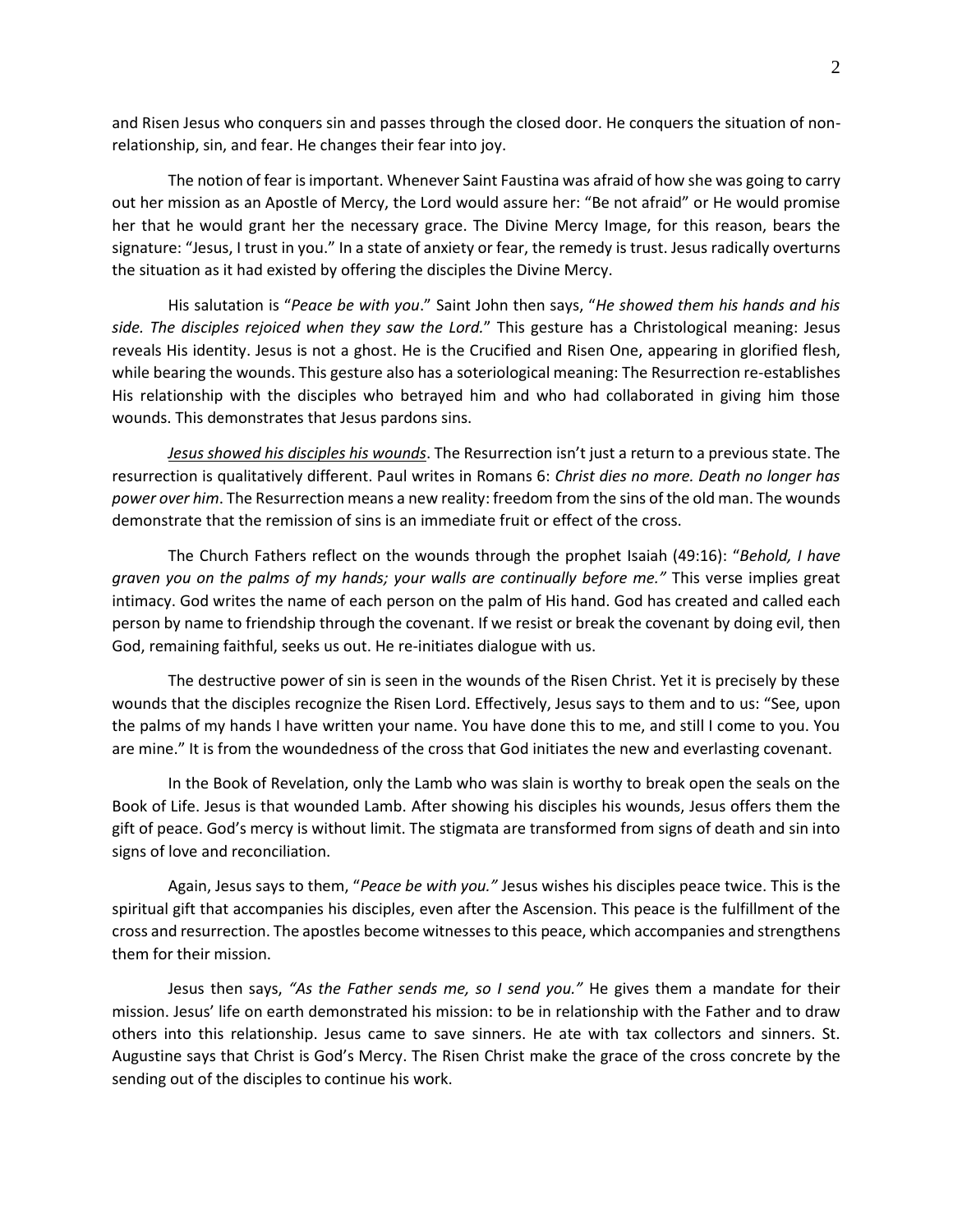and Risen Jesus who conquers sin and passes through the closed door. He conquers the situation of non-relationship, sin, and fear. He changes their fear into joy.

The notion of fear is important. Whenever Saint Faustina was afraid of how she was going to carry out her mission as an Apostle of Mercy, the Lord would assure her: "Be not afraid" or He would promise her that he would grant her the necessary grace. The Divine Mercy Image, for this reason, bears the signature: "Jesus, I trust in you." In a state of anxiety or fear, the remedy is trust. Jesus radically overturns the situation as it had existed by offering the disciples the Divine Mercy.

His salutation is "*Peace be with you*." Saint John then says, "*He showed them his hands and his side. The disciples rejoiced when they saw the Lord.*" This gesture has a Christological meaning: Jesus reveals His identity. Jesus is not a ghost. He is the Crucified and Risen One, appearing in glorified flesh, while bearing the wounds. This gesture also has a soteriological meaning: The Resurrection re-establishes His relationship with the disciples who betrayed him and who had collaborated in giving him those wounds. This demonstrates that Jesus pardons sins.

*Jesus showed his disciples his wounds*. The Resurrection isn't just a return to a previous state. The resurrection is qualitatively different. Paul writes in Romans 6: *Christ dies no more. Death no longer has power over him*. The Resurrection means a new reality: freedom from the sins of the old man. The wounds demonstrate that the remission of sins is an immediate fruit or effect of the cross.

The Church Fathers reflect on the wounds through the prophet Isaiah (49:16): "*Behold, I have graven you on the palms of my hands; your walls are continually before me.*" This verse implies great intimacy. God writes the name of each person on the palm of His hand. God has created and called each person by name to friendship through the covenant. If we resist or break the covenant by doing evil, then God, remaining faithful, seeks us out. He re-initiates dialogue with us.

The destructive power of sin is seen in the wounds of the Risen Christ. Yet it is precisely by these wounds that the disciples recognize the Risen Lord. Effectively, Jesus says to them and to us: "See, upon the palms of my hands I have written your name. You have done this to me, and still I come to you. You are mine." It is from the woundedness of the cross that God initiates the new and everlasting covenant.

In the Book of Revelation, only the Lamb who was slain is worthy to break open the seals on the Book of Life. Jesus is that wounded Lamb. After showing his disciples his wounds, Jesus offers them the gift of peace. God's mercy is without limit. The stigmata are transformed from signs of death and sin into signs of love and reconciliation.

Again, Jesus says to them, "*Peace be with you.*" Jesus wishes his disciples peace twice. This is the spiritual gift that accompanies his disciples, even after the Ascension. This peace is the fulfillment of the cross and resurrection. The apostles become witnesses to this peace, which accompanies and strengthens them for their mission.

Jesus then says, *"As the Father sends me, so I send you."* He gives them a mandate for their mission. Jesus' life on earth demonstrated his mission: to be in relationship with the Father and to draw others into this relationship. Jesus came to save sinners. He ate with tax collectors and sinners. St. Augustine says that Christ is God's Mercy. The Risen Christ make the grace of the cross concrete by the sending out of the disciples to continue his work.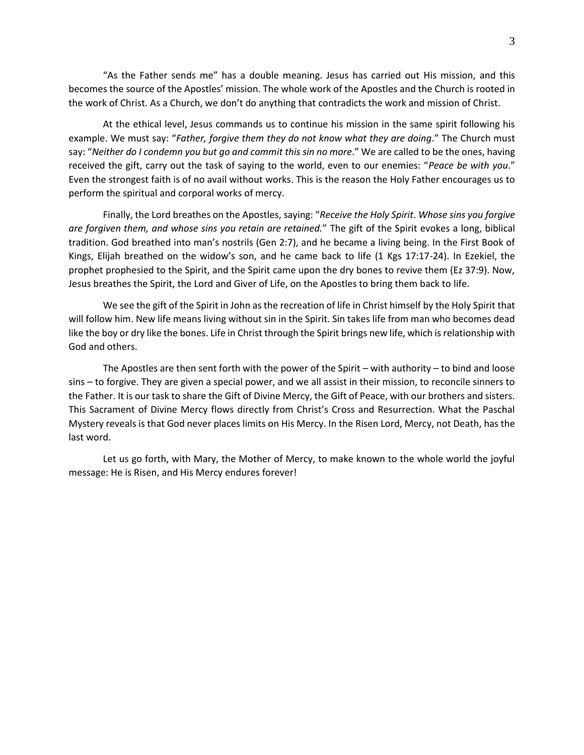"As the Father sends me" has a double meaning. Jesus has carried out His mission, and this becomes the source of the Apostles' mission. The whole work of the Apostles and the Church is rooted in the work of Christ. As a Church, we don't do anything that contradicts the work and mission of Christ.

At the ethical level, Jesus commands us to continue his mission in the same spirit following his example. We must say: "*Father, forgive them they do not know what they are doing*." The Church must say: "*Neither do I condemn you but go and commit this sin no more*." We are called to be the ones, having received the gift, carry out the task of saying to the world, even to our enemies: "*Peace be with you*." Even the strongest faith is of no avail without works. This is the reason the Holy Father encourages us to perform the spiritual and corporal works of mercy.

Finally, the Lord breathes on the Apostles, saying: "*Receive the Holy Spirit*. *Whose sins you forgive are forgiven them, and whose sins you retain are retained.*" The gift of the Spirit evokes a long, biblical tradition. God breathed into man's nostrils (Gen 2:7), and he became a living being. In the First Book of Kings, Elijah breathed on the widow's son, and he came back to life (1 Kgs 17:17-24). In Ezekiel, the prophet prophesied to the Spirit, and the Spirit came upon the dry bones to revive them (Ez 37:9). Now, Jesus breathes the Spirit, the Lord and Giver of Life, on the Apostles to bring them back to life.

We see the gift of the Spirit in John as the recreation of life in Christ himself by the Holy Spirit that will follow him. New life means living without sin in the Spirit. Sin takes life from man who becomes dead like the boy or dry like the bones. Life in Christ through the Spirit brings new life, which is relationship with God and others.

The Apostles are then sent forth with the power of the Spirit – with authority – to bind and loose sins – to forgive. They are given a special power, and we all assist in their mission, to reconcile sinners to the Father. It is our task to share the Gift of Divine Mercy, the Gift of Peace, with our brothers and sisters. This Sacrament of Divine Mercy flows directly from Christ's Cross and Resurrection. What the Paschal Mystery reveals is that God never places limits on His Mercy. In the Risen Lord, Mercy, not Death, has the last word.

Let us go forth, with Mary, the Mother of Mercy, to make known to the whole world the joyful message: He is Risen, and His Mercy endures forever!